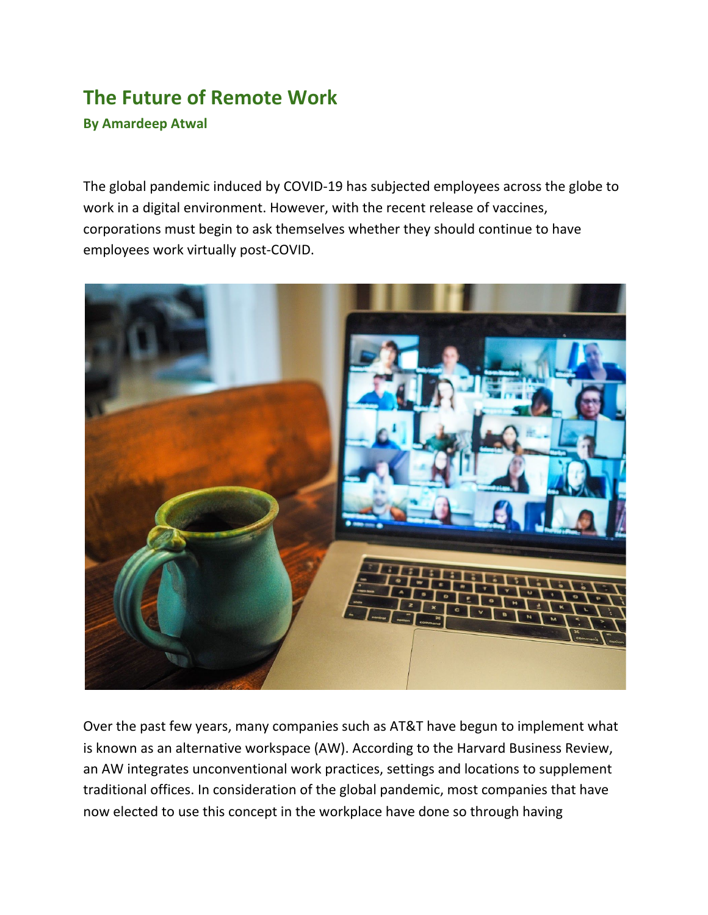# The Future of Remote Work

**By Amardeep Atwal**

The global pandemic induced by COVID-19 has subjected employees across the globe to work in a digital environment. However, with the recent release of vaccines, corporations must begin to ask themselves whether they should continue to have employees work virtually post-COVID.

Over the past few years, many companies such as AT&T have begun to implement what is known as an alternative workspace (AW). According to the Harvard Business Review, an AW integrates unconventional work practices, settings and locations to supplement traditional offices. In consideration of the global pandemic, most companies that have now elected to use this concept in the workplace have done so through having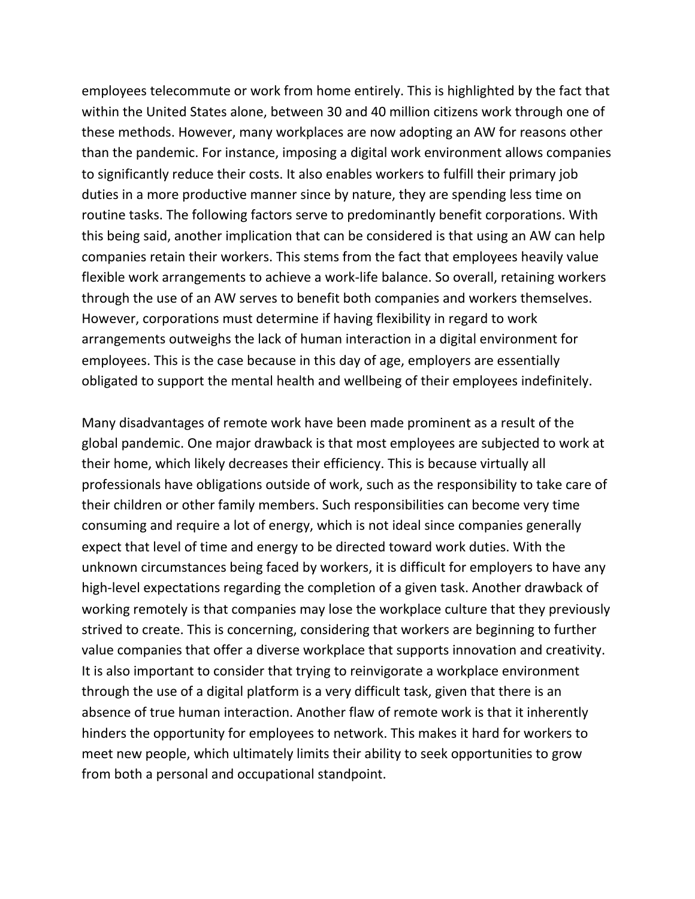employees telecommute or work from home entirely. This is highlighted by the fact that within the United States alone, between 30 and 40 million citizens work through one of these methods. However, many workplaces are now adopting an AW for reasons other than the pandemic. For instance, imposing a digital work environment allows companies to significantly reduce their costs. It also enables workers to fulfill their primary job duties in a more productive manner since by nature, they are spending less time on routine tasks. The following factors serve to predominantly benefit corporations. With this being said, another implication that can be considered is that using an AW can help companies retain their workers. This stems from the fact that employees heavily value flexible work arrangements to achieve a work-life balance. So overall, retaining workers through the use of an AW serves to benefit both companies and workers themselves. However, corporations must determine if having flexibility in regard to work arrangements outweighs the lack of human interaction in a digital environment for employees. This is the case because in this day of age, employers are essentially obligated to support the mental health and wellbeing of their employees indefinitely.

Many disadvantages of remote work have been made prominent as a result of the global pandemic. One major drawback is that most employees are subjected to work at their home, which likely decreases their efficiency. This is because virtually all professionals have obligations outside of work, such as the responsibility to take care of their children or other family members. Such responsibilities can become very time consuming and require a lot of energy, which is not ideal since companies generally expect that level of time and energy to be directed toward work duties. With the unknown circumstances being faced by workers, it is difficult for employers to have any high-level expectations regarding the completion of a given task. Another drawback of working remotely is that companies may lose the workplace culture that they previously strived to create. This is concerning, considering that workers are beginning to further value companies that offer a diverse workplace that supports innovation and creativity. It is also important to consider that trying to reinvigorate a workplace environment through the use of a digital platform is a very difficult task, given that there is an absence of true human interaction. Another flaw of remote work is that it inherently hinders the opportunity for employees to network. This makes it hard for workers to meet new people, which ultimately limits their ability to seek opportunities to grow from both a personal and occupational standpoint.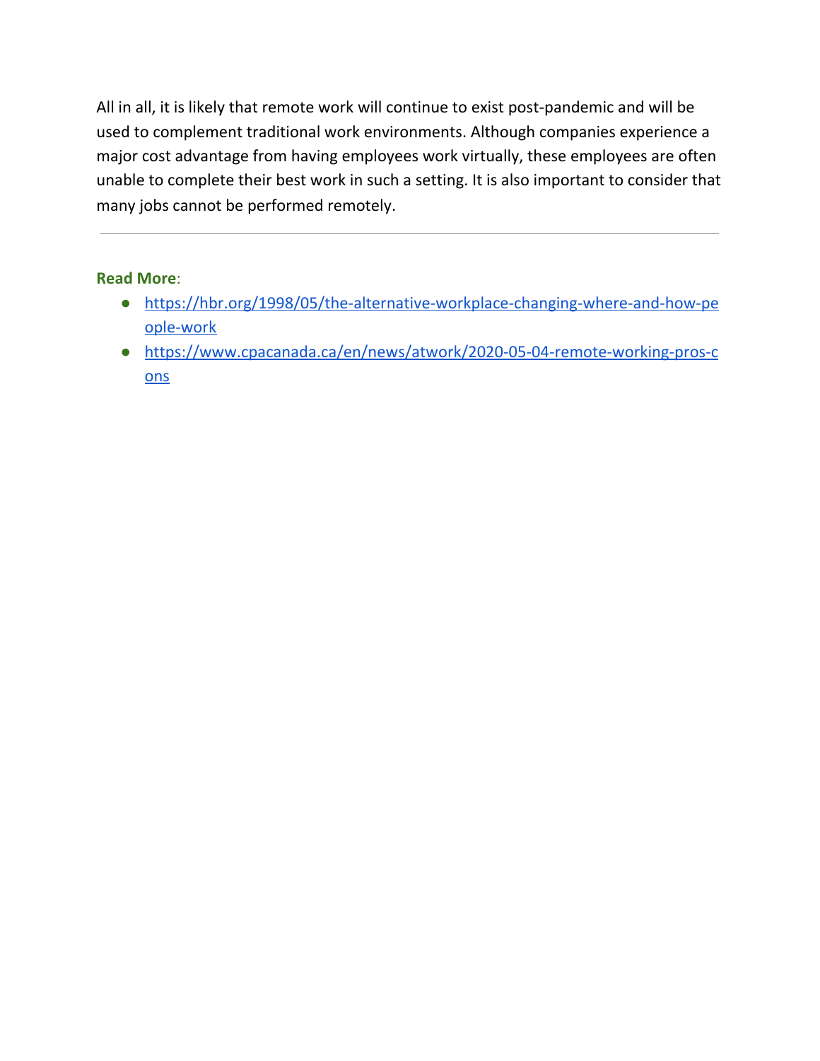All in all, it is likely that remote work will continue to exist post-pandemic and will be used to complement traditional work environments. Although companies experience a major cost advantage from having employees work virtually, these employees are often unable to complete their best work in such a setting. It is also important to consider that many jobs cannot be performed remotely.

---

**Read More**:

- https://hbr.org/1998/05/the-alternative-workplace-changing-where-and-how-people-work
- https://www.cpacanada.ca/en/news/atwork/2020-05-04-remote-working-pros-cons